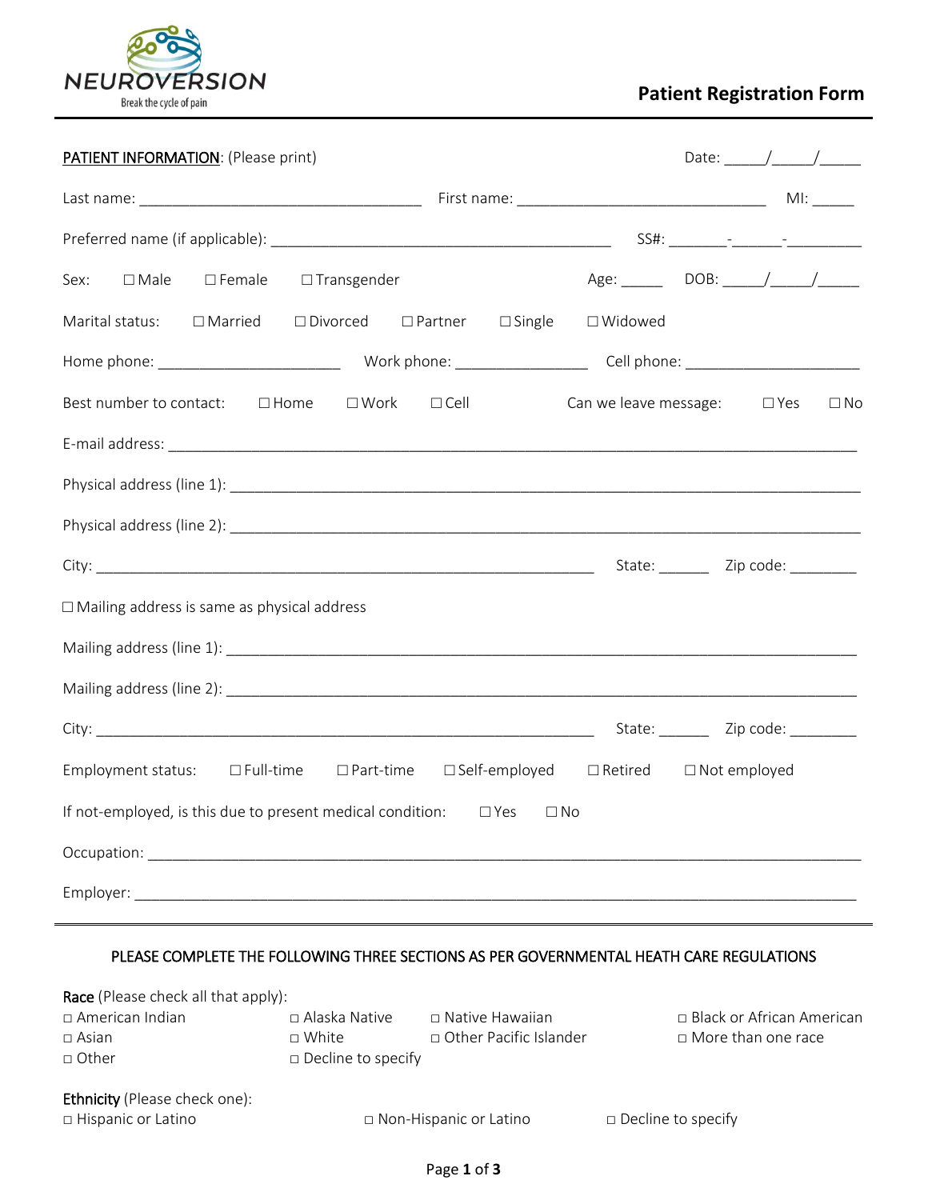NEUROVERSION

Break the cycle of pain

# Patient Registration Form

**PATIENT INFORMATION**: (Please print)    Date: _____/_____/_____

Last name: _________________________________ First name: _____________________________ MI: _____

Preferred name (if applicable): _________________________________________ SS#: _______-______-_________

Sex: ☐ Male ☐ Female ☐ Transgender    Age: _____ DOB: _____/_____/_____

Marital status: ☐ Married ☐ Divorced ☐ Partner ☐ Single ☐ Widowed

Home phone: _____________________ Work phone: _______________ Cell phone: ____________________

Best number to contact: ☐ Home ☐ Work ☐ Cell    Can we leave message: ☐ Yes ☐ No

E-mail address: ______________________________________________________________________________

Physical address (line 1): _______________________________________________________________________

Physical address (line 2): _______________________________________________________________________

City: __________________________________________________________ State: ______ Zip code: ________

☐ Mailing address is same as physical address

Mailing address (line 1): _______________________________________________________________________

Mailing address (line 2): _______________________________________________________________________

City: __________________________________________________________ State: ______ Zip code: ________

Employment status: ☐ Full-time ☐ Part-time ☐ Self-employed ☐ Retired ☐ Not employed

If not-employed, is this due to present medical condition: ☐ Yes ☐ No

Occupation: ___________________________________________________________________________________

Employer: _____________________________________________________________________________________

---

PLEASE COMPLETE THE FOLLOWING THREE SECTIONS AS PER GOVERNMENTAL HEATH CARE REGULATIONS

**Race** (Please check all that apply):

- ☐ American Indian
- ☐ Alaska Native
- ☐ Native Hawaiian
- ☐ Black or African American
- ☐ Asian
- ☐ White
- ☐ Other Pacific Islander
- ☐ More than one race
- ☐ Other
- ☐ Decline to specify

**Ethnicity** (Please check one):

- ☐ Hispanic or Latino
- ☐ Non-Hispanic or Latino
- ☐ Decline to specify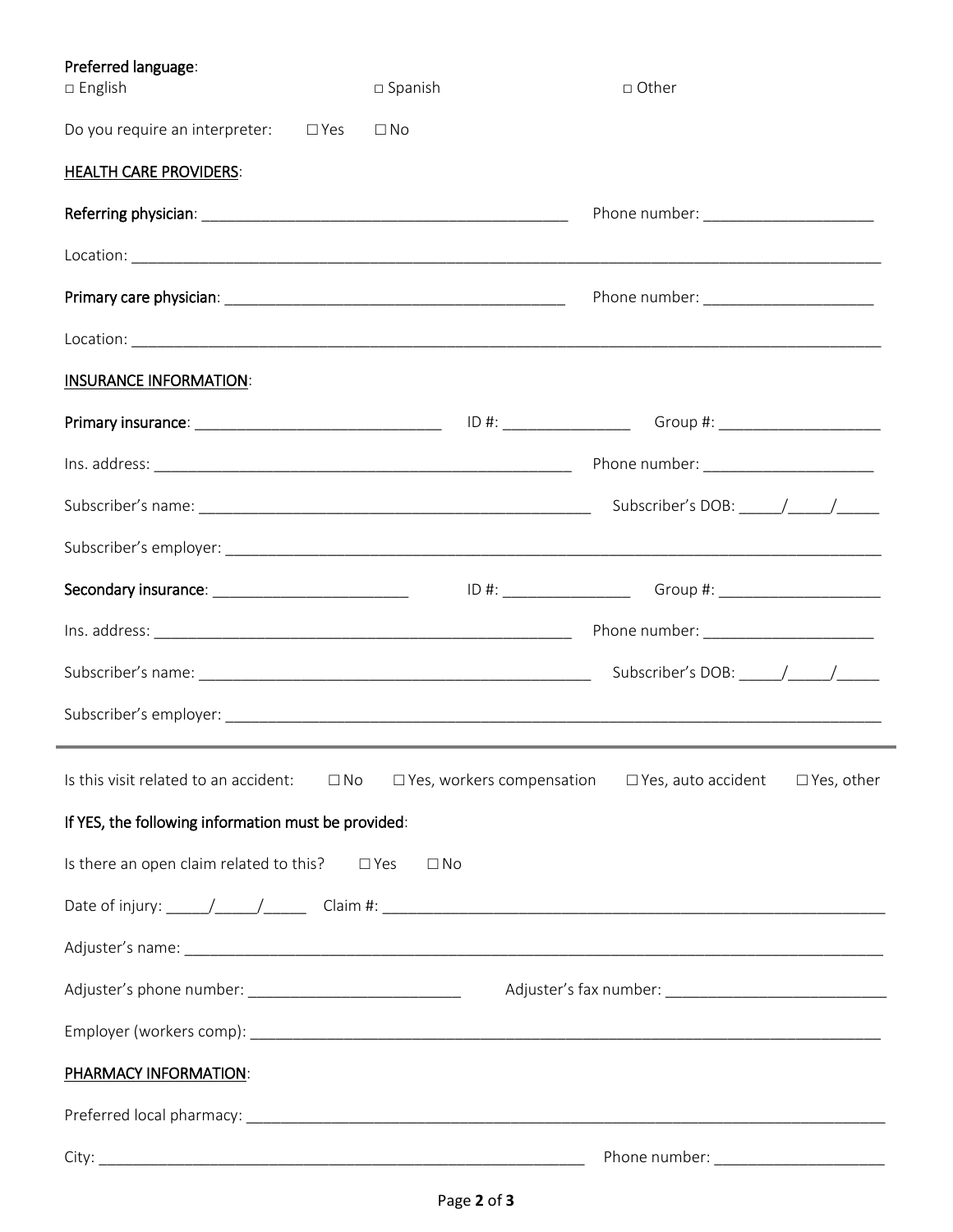**Preferred language**:

□ English □ Spanish □ Other

Do you require an interpreter: ☐ Yes ☐ No

**HEALTH CARE PROVIDERS**:

**Referring physician**: ____________________________________________ Phone number: ____________________

Location: ________________________________________________________________________________________

**Primary care physician**: _________________________________________ Phone number: ____________________

Location: ________________________________________________________________________________________

**INSURANCE INFORMATION**:

**Primary insurance**: ______________________________ ID #: _______________ Group #: ___________________

Ins. address: __________________________________________________ Phone number: ____________________

Subscriber's name: ______________________________________________ Subscriber's DOB: _____/_____/_____

Subscriber's employer: ___________________________________________________________________________

**Secondary insurance**: ________________________ ID #: _______________ Group #: ___________________

Ins. address: __________________________________________________ Phone number: ____________________

Subscriber's name: ______________________________________________ Subscriber's DOB: _____/_____/_____

Subscriber's employer: ___________________________________________________________________________

---

Is this visit related to an accident: ☐ No ☐ Yes, workers compensation ☐ Yes, auto accident ☐ Yes, other

**If YES, the following information must be provided**:

Is there an open claim related to this? ☐ Yes ☐ No

Date of injury: _____/_____/_____ Claim #: _____________________________________________________________

Adjuster's name: _________________________________________________________________________________

Adjuster's phone number: _________________________ Adjuster's fax number: __________________________

Employer (workers comp): _________________________________________________________________________

**PHARMACY INFORMATION**:

Preferred local pharmacy: _________________________________________________________________________

City: ___________________________________________________________ Phone number: ____________________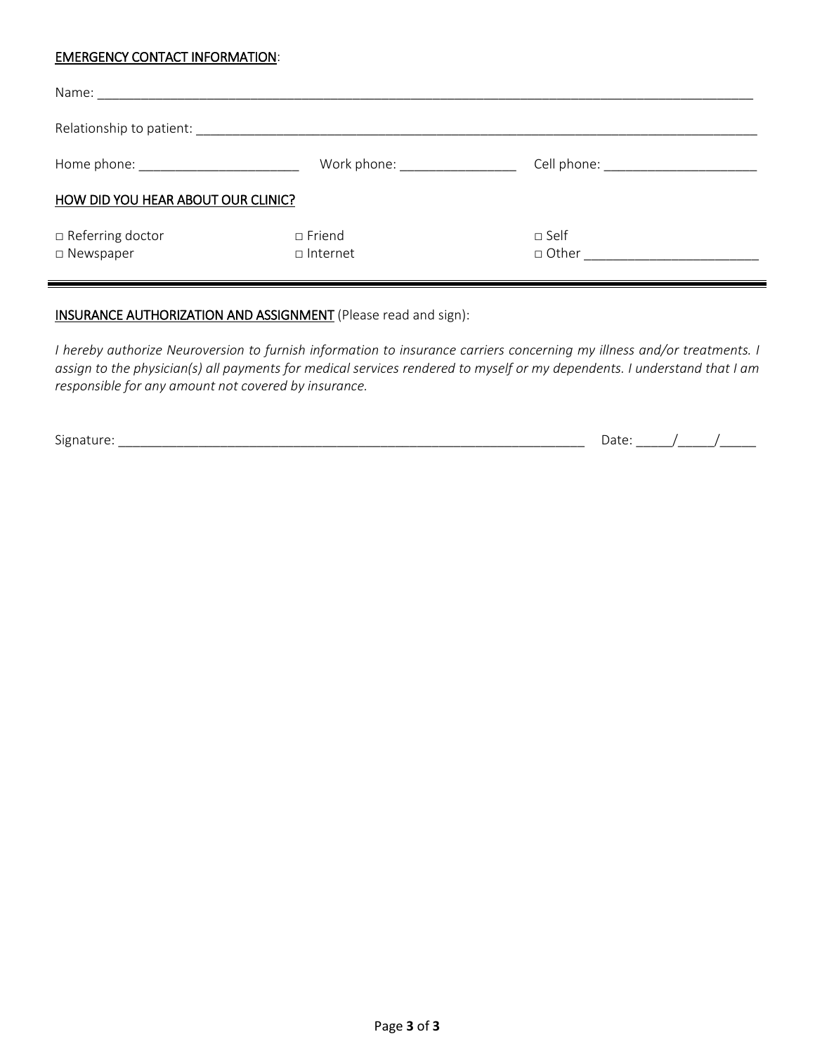<u>EMERGENCY CONTACT INFORMATION</u>:

Name: ______________________________________________________________________________________

Relationship to patient: ______________________________________________________________________________

Home phone: ______________________ Work phone: ________________ Cell phone: _____________________

<u>HOW DID YOU HEAR ABOUT OUR CLINIC?</u>

| | | |
|---|---|---|
| □ Referring doctor | □ Friend | □ Self |
| □ Newspaper | □ Internet | □ Other _______________________ |

---

<u>INSURANCE AUTHORIZATION AND ASSIGNMENT</u> (Please read and sign):

*I hereby authorize Neuroversion to furnish information to insurance carriers concerning my illness and/or treatments. I assign to the physician(s) all payments for medical services rendered to myself or my dependents. I understand that I am responsible for any amount not covered by insurance.*

Signature: _________________________________________________________________ Date: _____/_____/_____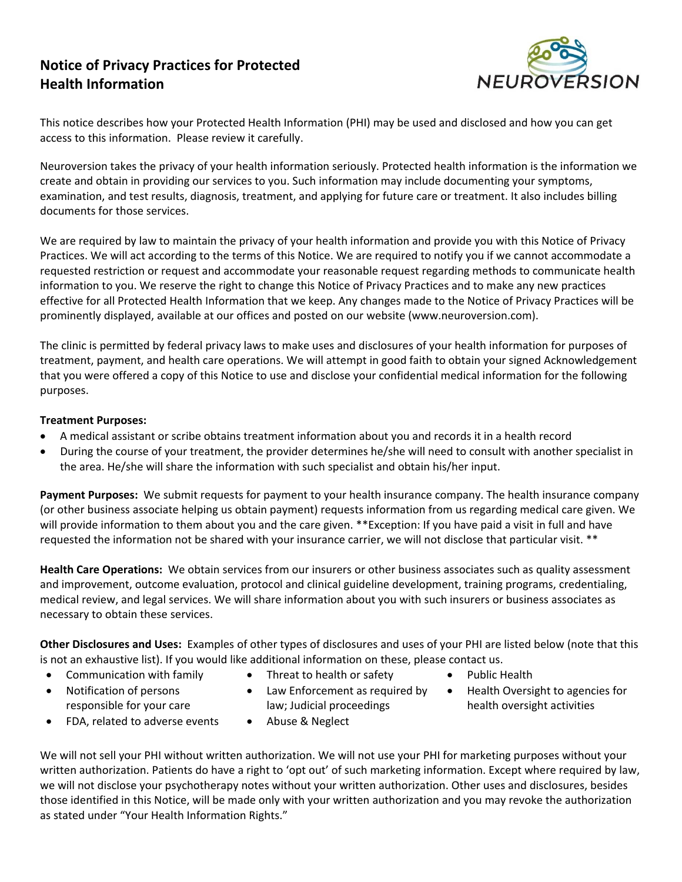# Notice of Privacy Practices for Protected Health Information

This notice describes how your Protected Health Information (PHI) may be used and disclosed and how you can get access to this information. Please review it carefully.

Neuroversion takes the privacy of your health information seriously. Protected health information is the information we create and obtain in providing our services to you. Such information may include documenting your symptoms, examination, and test results, diagnosis, treatment, and applying for future care or treatment. It also includes billing documents for those services.

We are required by law to maintain the privacy of your health information and provide you with this Notice of Privacy Practices. We will act according to the terms of this Notice. We are required to notify you if we cannot accommodate a requested restriction or request and accommodate your reasonable request regarding methods to communicate health information to you. We reserve the right to change this Notice of Privacy Practices and to make any new practices effective for all Protected Health Information that we keep. Any changes made to the Notice of Privacy Practices will be prominently displayed, available at our offices and posted on our website (www.neuroversion.com).

The clinic is permitted by federal privacy laws to make uses and disclosures of your health information for purposes of treatment, payment, and health care operations. We will attempt in good faith to obtain your signed Acknowledgement that you were offered a copy of this Notice to use and disclose your confidential medical information for the following purposes.

**Treatment Purposes:**

- A medical assistant or scribe obtains treatment information about you and records it in a health record
- During the course of your treatment, the provider determines he/she will need to consult with another specialist in the area. He/she will share the information with such specialist and obtain his/her input.

**Payment Purposes:** We submit requests for payment to your health insurance company. The health insurance company (or other business associate helping us obtain payment) requests information from us regarding medical care given. We will provide information to them about you and the care given. **Exception: If you have paid a visit in full and have requested the information not be shared with your insurance carrier, we will not disclose that particular visit. **

**Health Care Operations:** We obtain services from our insurers or other business associates such as quality assessment and improvement, outcome evaluation, protocol and clinical guideline development, training programs, credentialing, medical review, and legal services. We will share information about you with such insurers or business associates as necessary to obtain these services.

**Other Disclosures and Uses:** Examples of other types of disclosures and uses of your PHI are listed below (note that this is not an exhaustive list). If you would like additional information on these, please contact us.

- Communication with family
- Notification of persons responsible for your care
- FDA, related to adverse events
- Threat to health or safety
- Law Enforcement as required by law; Judicial proceedings
- Abuse & Neglect
- Public Health
- Health Oversight to agencies for health oversight activities

We will not sell your PHI without written authorization. We will not use your PHI for marketing purposes without your written authorization. Patients do have a right to 'opt out' of such marketing information. Except where required by law, we will not disclose your psychotherapy notes without your written authorization. Other uses and disclosures, besides those identified in this Notice, will be made only with your written authorization and you may revoke the authorization as stated under "Your Health Information Rights."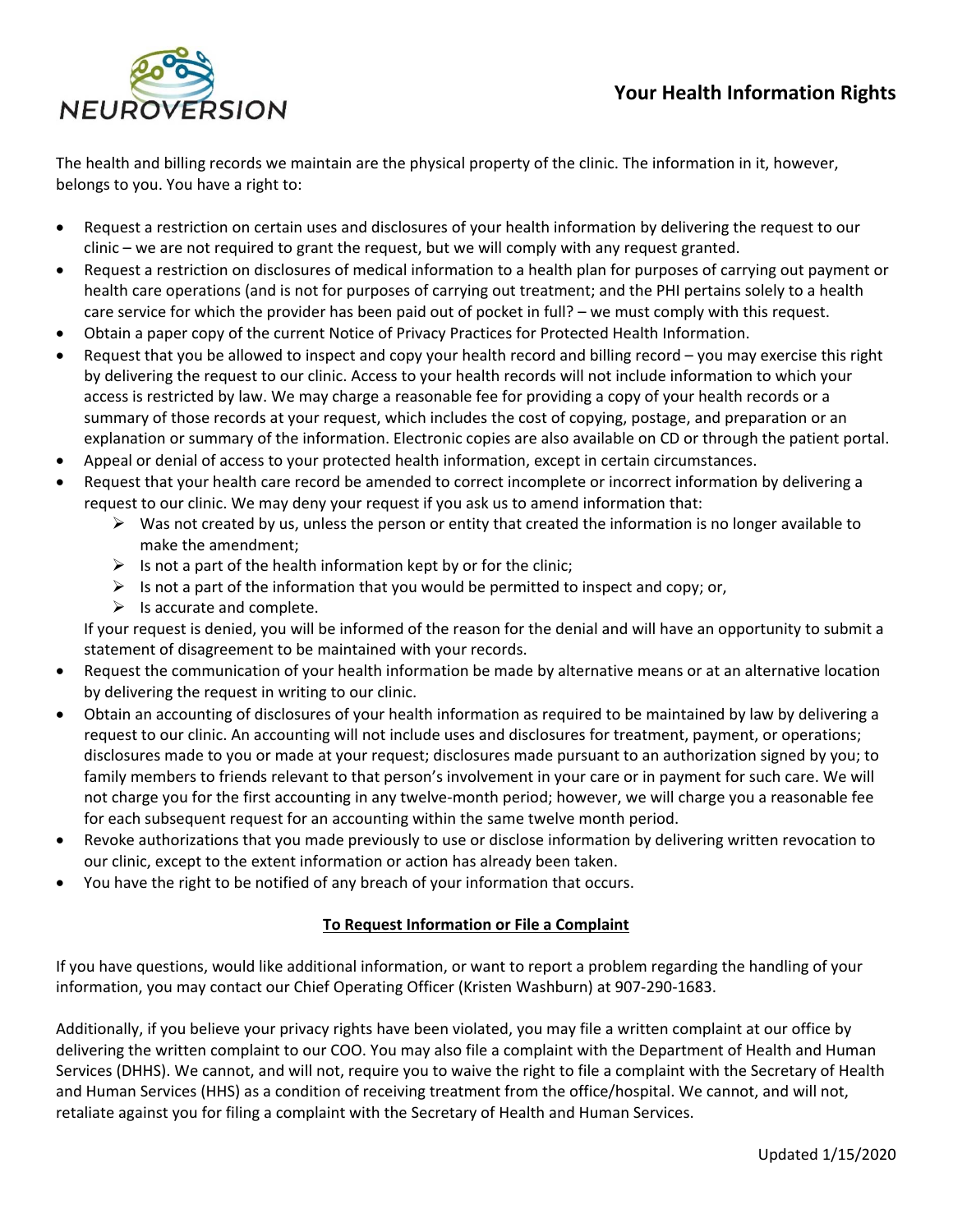# Your Health Information Rights

The health and billing records we maintain are the physical property of the clinic. The information in it, however, belongs to you. You have a right to:

- Request a restriction on certain uses and disclosures of your health information by delivering the request to our clinic – we are not required to grant the request, but we will comply with any request granted.
- Request a restriction on disclosures of medical information to a health plan for purposes of carrying out payment or health care operations (and is not for purposes of carrying out treatment; and the PHI pertains solely to a health care service for which the provider has been paid out of pocket in full? – we must comply with this request.
- Obtain a paper copy of the current Notice of Privacy Practices for Protected Health Information.
- Request that you be allowed to inspect and copy your health record and billing record – you may exercise this right by delivering the request to our clinic. Access to your health records will not include information to which your access is restricted by law. We may charge a reasonable fee for providing a copy of your health records or a summary of those records at your request, which includes the cost of copying, postage, and preparation or an explanation or summary of the information. Electronic copies are also available on CD or through the patient portal.
- Appeal or denial of access to your protected health information, except in certain circumstances.
- Request that your health care record be amended to correct incomplete or incorrect information by delivering a request to our clinic. We may deny your request if you ask us to amend information that:
    - Was not created by us, unless the person or entity that created the information is no longer available to make the amendment;
    - Is not a part of the health information kept by or for the clinic;
    - Is not a part of the information that you would be permitted to inspect and copy; or,
    - Is accurate and complete.

  If your request is denied, you will be informed of the reason for the denial and will have an opportunity to submit a statement of disagreement to be maintained with your records.
- Request the communication of your health information be made by alternative means or at an alternative location by delivering the request in writing to our clinic.
- Obtain an accounting of disclosures of your health information as required to be maintained by law by delivering a request to our clinic. An accounting will not include uses and disclosures for treatment, payment, or operations; disclosures made to you or made at your request; disclosures made pursuant to an authorization signed by you; to family members to friends relevant to that person's involvement in your care or in payment for such care. We will not charge you for the first accounting in any twelve-month period; however, we will charge you a reasonable fee for each subsequent request for an accounting within the same twelve month period.
- Revoke authorizations that you made previously to use or disclose information by delivering written revocation to our clinic, except to the extent information or action has already been taken.
- You have the right to be notified of any breach of your information that occurs.

## To Request Information or File a Complaint

If you have questions, would like additional information, or want to report a problem regarding the handling of your information, you may contact our Chief Operating Officer (Kristen Washburn) at 907-290-1683.

Additionally, if you believe your privacy rights have been violated, you may file a written complaint at our office by delivering the written complaint to our COO. You may also file a complaint with the Department of Health and Human Services (DHHS). We cannot, and will not, require you to waive the right to file a complaint with the Secretary of Health and Human Services (HHS) as a condition of receiving treatment from the office/hospital. We cannot, and will not, retaliate against you for filing a complaint with the Secretary of Health and Human Services.

Updated 1/15/2020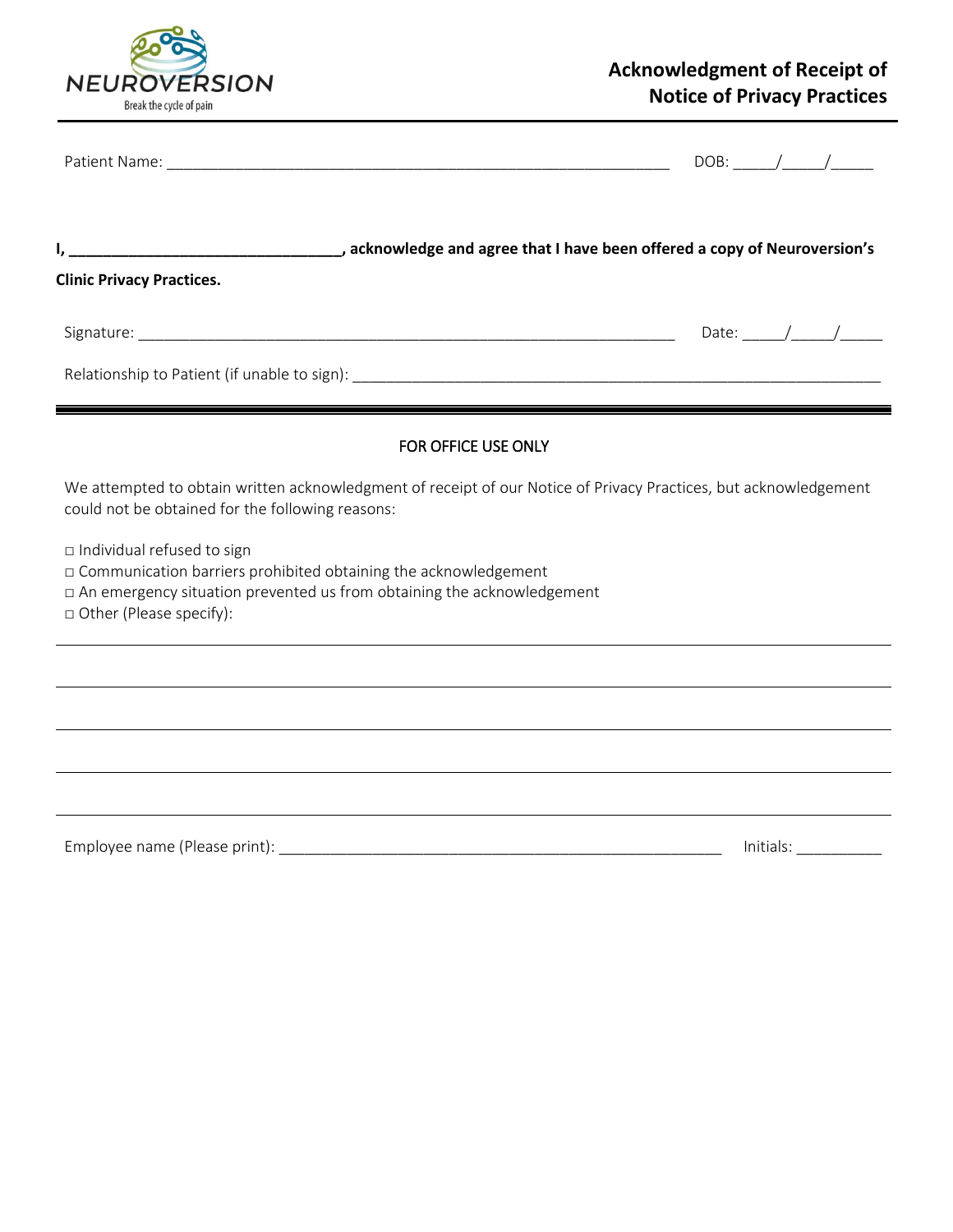NEUROVERSION
Break the cycle of pain

# Acknowledgment of Receipt of Notice of Privacy Practices

Patient Name: ____________________________________________________________ DOB: _____/_____/_____

**I, ________________________________, acknowledge and agree that I have been offered a copy of Neuroversion's Clinic Privacy Practices.**

Signature: _________________________________________________________________ Date: _____/_____/_____

Relationship to Patient (if unable to sign): ________________________________________________________________

---

FOR OFFICE USE ONLY

We attempted to obtain written acknowledgment of receipt of our Notice of Privacy Practices, but acknowledgement could not be obtained for the following reasons:

□ Individual refused to sign
□ Communication barriers prohibited obtaining the acknowledgement
□ An emergency situation prevented us from obtaining the acknowledgement
□ Other (Please specify):

______________________________________________________________________________________

______________________________________________________________________________________

______________________________________________________________________________________

______________________________________________________________________________________

______________________________________________________________________________________

Employee name (Please print): ______________________________________________________ Initials: __________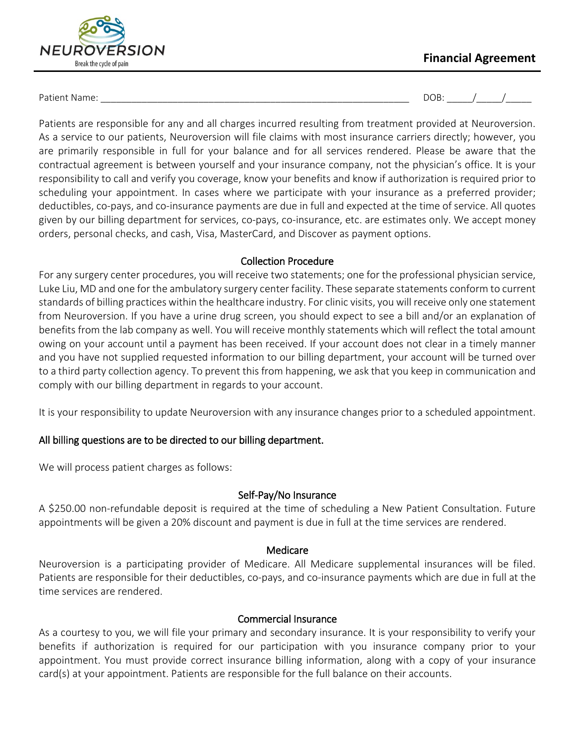NEUROVERSION
Break the cycle of pain

# Financial Agreement

Patient Name: ___________________________________________________________ DOB: _____/_____/_____

Patients are responsible for any and all charges incurred resulting from treatment provided at Neuroversion. As a service to our patients, Neuroversion will file claims with most insurance carriers directly; however, you are primarily responsible in full for your balance and for all services rendered. Please be aware that the contractual agreement is between yourself and your insurance company, not the physician's office. It is your responsibility to call and verify you coverage, know your benefits and know if authorization is required prior to scheduling your appointment. In cases where we participate with your insurance as a preferred provider; deductibles, co-pays, and co-insurance payments are due in full and expected at the time of service. All quotes given by our billing department for services, co-pays, co-insurance, etc. are estimates only. We accept money orders, personal checks, and cash, Visa, MasterCard, and Discover as payment options.

## Collection Procedure

For any surgery center procedures, you will receive two statements; one for the professional physician service, Luke Liu, MD and one for the ambulatory surgery center facility. These separate statements conform to current standards of billing practices within the healthcare industry. For clinic visits, you will receive only one statement from Neuroversion. If you have a urine drug screen, you should expect to see a bill and/or an explanation of benefits from the lab company as well. You will receive monthly statements which will reflect the total amount owing on your account until a payment has been received. If your account does not clear in a timely manner and you have not supplied requested information to our billing department, your account will be turned over to a third party collection agency. To prevent this from happening, we ask that you keep in communication and comply with our billing department in regards to your account.

It is your responsibility to update Neuroversion with any insurance changes prior to a scheduled appointment.

**All billing questions are to be directed to our billing department.**

We will process patient charges as follows:

## Self-Pay/No Insurance

A $250.00 non-refundable deposit is required at the time of scheduling a New Patient Consultation. Future appointments will be given a 20% discount and payment is due in full at the time services are rendered.

## Medicare

Neuroversion is a participating provider of Medicare. All Medicare supplemental insurances will be filed. Patients are responsible for their deductibles, co-pays, and co-insurance payments which are due in full at the time services are rendered.

## Commercial Insurance

As a courtesy to you, we will file your primary and secondary insurance. It is your responsibility to verify your benefits if authorization is required for our participation with you insurance company prior to your appointment. You must provide correct insurance billing information, along with a copy of your insurance card(s) at your appointment. Patients are responsible for the full balance on their accounts.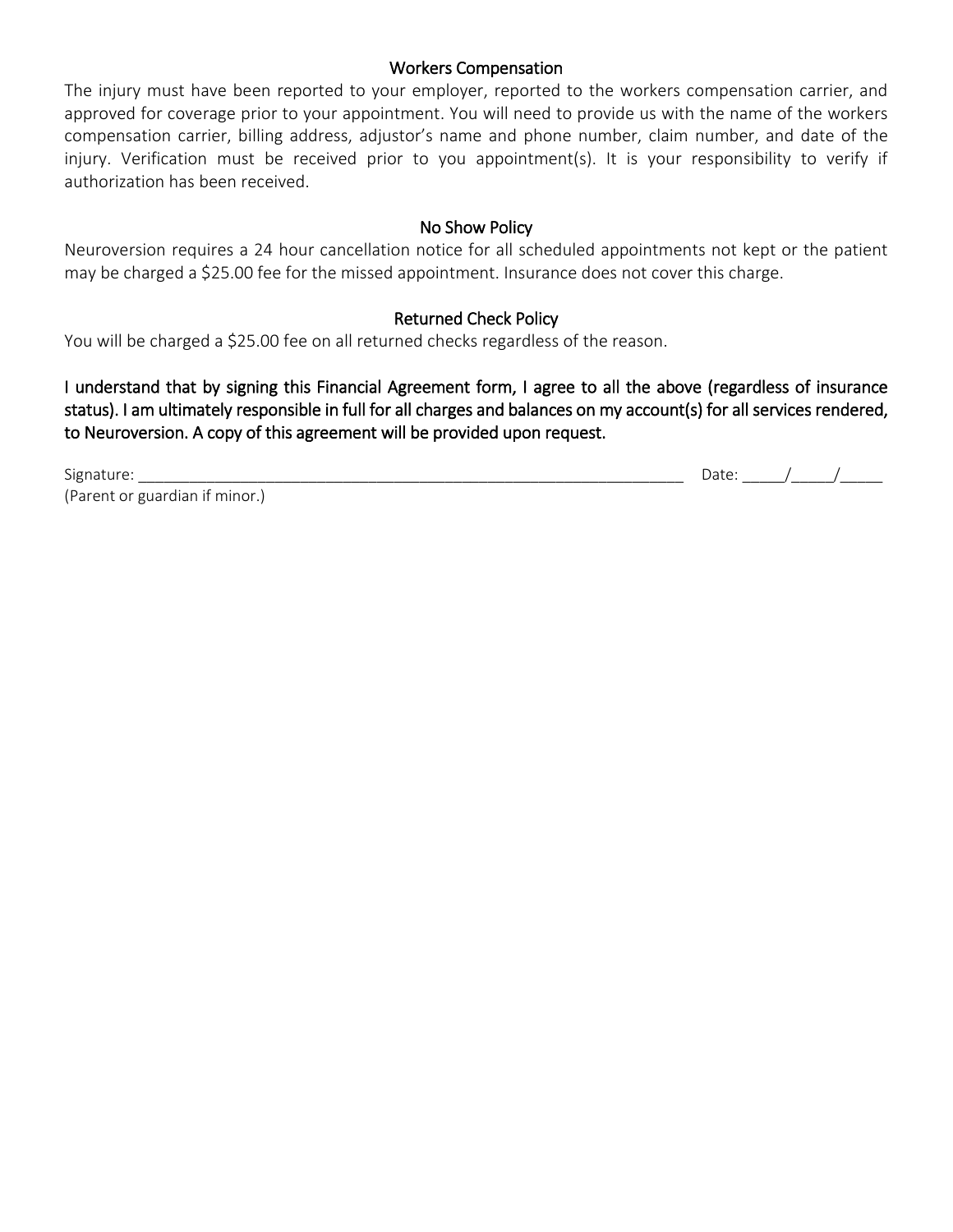### Workers Compensation

The injury must have been reported to your employer, reported to the workers compensation carrier, and approved for coverage prior to your appointment. You will need to provide us with the name of the workers compensation carrier, billing address, adjustor's name and phone number, claim number, and date of the injury. Verification must be received prior to you appointment(s). It is your responsibility to verify if authorization has been received.

### No Show Policy

Neuroversion requires a 24 hour cancellation notice for all scheduled appointments not kept or the patient may be charged a $25.00 fee for the missed appointment. Insurance does not cover this charge.

### Returned Check Policy

You will be charged a $25.00 fee on all returned checks regardless of the reason.

**I understand that by signing this Financial Agreement form, I agree to all the above (regardless of insurance status). I am ultimately responsible in full for all charges and balances on my account(s) for all services rendered, to Neuroversion. A copy of this agreement will be provided upon request.**

Signature: ___________________________________________________________________ Date: _____/_____/_____
(Parent or guardian if minor.)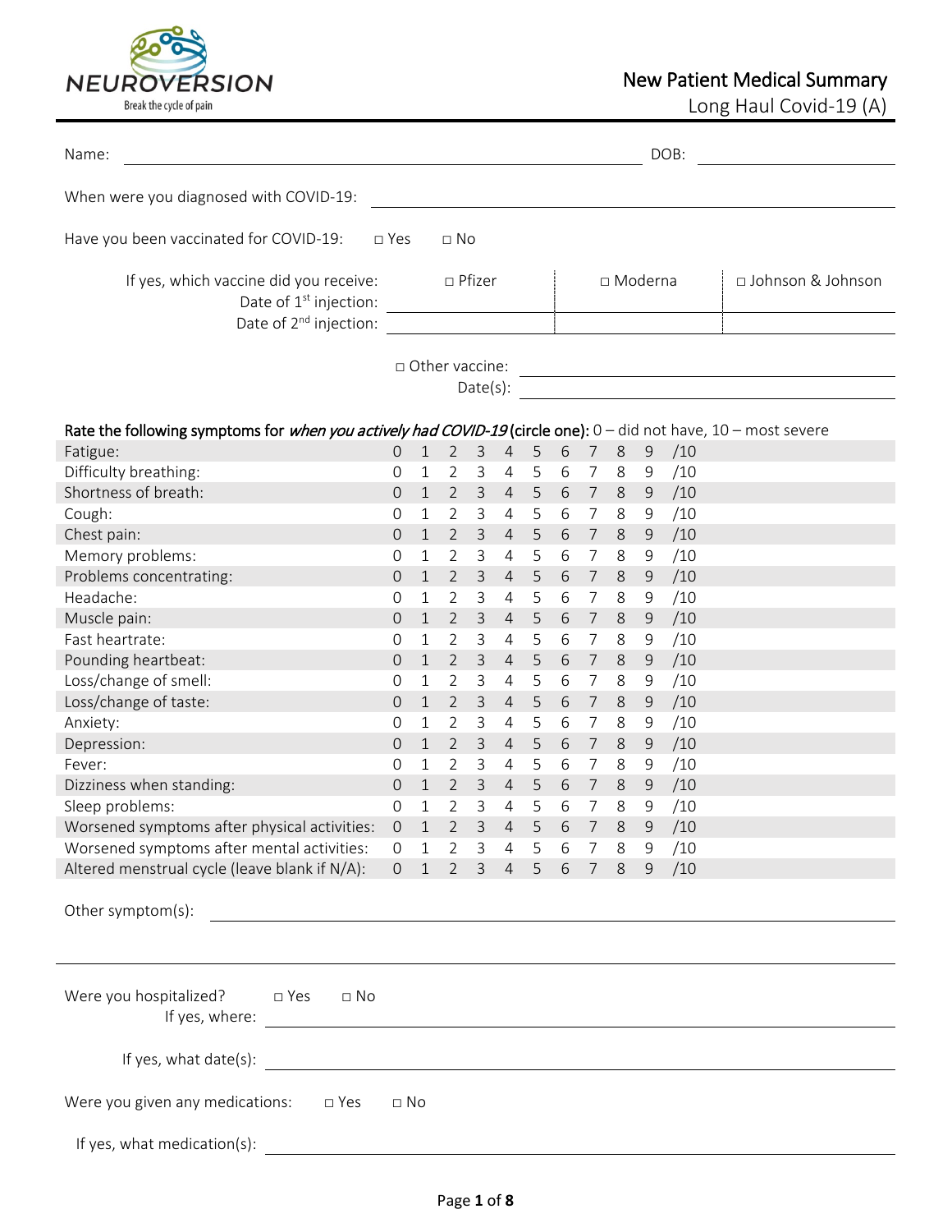NEUROVERSION
Break the cycle of pain

# New Patient Medical Summary
## Long Haul Covid-19 (A)

Name: ______________________________ DOB: ______________

When were you diagnosed with COVID-19: ______________________________

Have you been vaccinated for COVID-19: □ Yes □ No

If yes, which vaccine did you receive: □ Pfizer | □ Moderna | □ Johnson & Johnson

Date of 1st injection: ______________

Date of 2nd injection: ______________

□ Other vaccine: ______________

Date(s): ______________

**Rate the following symptoms for *when you actively had COVID-19* (circle one):** 0 – did not have, 10 – most severe

| Symptom | | | | | | | | | | | |
|---|---|---|---|---|---|---|---|---|---|---|---|
| Fatigue: | 0 | 1 | 2 | 3 | 4 | 5 | 6 | 7 | 8 | 9 | /10 |
| Difficulty breathing: | 0 | 1 | 2 | 3 | 4 | 5 | 6 | 7 | 8 | 9 | /10 |
| Shortness of breath: | 0 | 1 | 2 | 3 | 4 | 5 | 6 | 7 | 8 | 9 | /10 |
| Cough: | 0 | 1 | 2 | 3 | 4 | 5 | 6 | 7 | 8 | 9 | /10 |
| Chest pain: | 0 | 1 | 2 | 3 | 4 | 5 | 6 | 7 | 8 | 9 | /10 |
| Memory problems: | 0 | 1 | 2 | 3 | 4 | 5 | 6 | 7 | 8 | 9 | /10 |
| Problems concentrating: | 0 | 1 | 2 | 3 | 4 | 5 | 6 | 7 | 8 | 9 | /10 |
| Headache: | 0 | 1 | 2 | 3 | 4 | 5 | 6 | 7 | 8 | 9 | /10 |
| Muscle pain: | 0 | 1 | 2 | 3 | 4 | 5 | 6 | 7 | 8 | 9 | /10 |
| Fast heartrate: | 0 | 1 | 2 | 3 | 4 | 5 | 6 | 7 | 8 | 9 | /10 |
| Pounding heartbeat: | 0 | 1 | 2 | 3 | 4 | 5 | 6 | 7 | 8 | 9 | /10 |
| Loss/change of smell: | 0 | 1 | 2 | 3 | 4 | 5 | 6 | 7 | 8 | 9 | /10 |
| Loss/change of taste: | 0 | 1 | 2 | 3 | 4 | 5 | 6 | 7 | 8 | 9 | /10 |
| Anxiety: | 0 | 1 | 2 | 3 | 4 | 5 | 6 | 7 | 8 | 9 | /10 |
| Depression: | 0 | 1 | 2 | 3 | 4 | 5 | 6 | 7 | 8 | 9 | /10 |
| Fever: | 0 | 1 | 2 | 3 | 4 | 5 | 6 | 7 | 8 | 9 | /10 |
| Dizziness when standing: | 0 | 1 | 2 | 3 | 4 | 5 | 6 | 7 | 8 | 9 | /10 |
| Sleep problems: | 0 | 1 | 2 | 3 | 4 | 5 | 6 | 7 | 8 | 9 | /10 |
| Worsened symptoms after physical activities: | 0 | 1 | 2 | 3 | 4 | 5 | 6 | 7 | 8 | 9 | /10 |
| Worsened symptoms after mental activities: | 0 | 1 | 2 | 3 | 4 | 5 | 6 | 7 | 8 | 9 | /10 |
| Altered menstrual cycle (leave blank if N/A): | 0 | 1 | 2 | 3 | 4 | 5 | 6 | 7 | 8 | 9 | /10 |

Other symptom(s): ______________________________

______________________________

Were you hospitalized? □ Yes □ No

If yes, where: ______________________________

If yes, what date(s): ______________________________

Were you given any medications: □ Yes □ No

If yes, what medication(s): ______________________________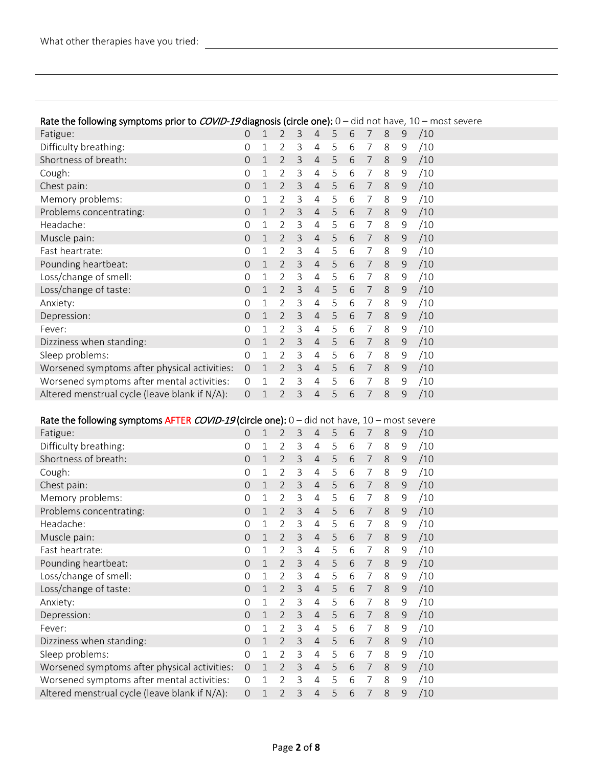What other therapies have you tried: ______________________________________________

_____________________________________________________________________________

_____________________________________________________________________________

**Rate the following symptoms prior to *COVID-19* diagnosis (circle one):** 0 – did not have, 10 – most severe

| Symptom | | | | | | | | | | | |
|---|---|---|---|---|---|---|---|---|---|---|---|
| Fatigue: | 0 | 1 | 2 | 3 | 4 | 5 | 6 | 7 | 8 | 9 | /10 |
| Difficulty breathing: | 0 | 1 | 2 | 3 | 4 | 5 | 6 | 7 | 8 | 9 | /10 |
| Shortness of breath: | 0 | 1 | 2 | 3 | 4 | 5 | 6 | 7 | 8 | 9 | /10 |
| Cough: | 0 | 1 | 2 | 3 | 4 | 5 | 6 | 7 | 8 | 9 | /10 |
| Chest pain: | 0 | 1 | 2 | 3 | 4 | 5 | 6 | 7 | 8 | 9 | /10 |
| Memory problems: | 0 | 1 | 2 | 3 | 4 | 5 | 6 | 7 | 8 | 9 | /10 |
| Problems concentrating: | 0 | 1 | 2 | 3 | 4 | 5 | 6 | 7 | 8 | 9 | /10 |
| Headache: | 0 | 1 | 2 | 3 | 4 | 5 | 6 | 7 | 8 | 9 | /10 |
| Muscle pain: | 0 | 1 | 2 | 3 | 4 | 5 | 6 | 7 | 8 | 9 | /10 |
| Fast heartrate: | 0 | 1 | 2 | 3 | 4 | 5 | 6 | 7 | 8 | 9 | /10 |
| Pounding heartbeat: | 0 | 1 | 2 | 3 | 4 | 5 | 6 | 7 | 8 | 9 | /10 |
| Loss/change of smell: | 0 | 1 | 2 | 3 | 4 | 5 | 6 | 7 | 8 | 9 | /10 |
| Loss/change of taste: | 0 | 1 | 2 | 3 | 4 | 5 | 6 | 7 | 8 | 9 | /10 |
| Anxiety: | 0 | 1 | 2 | 3 | 4 | 5 | 6 | 7 | 8 | 9 | /10 |
| Depression: | 0 | 1 | 2 | 3 | 4 | 5 | 6 | 7 | 8 | 9 | /10 |
| Fever: | 0 | 1 | 2 | 3 | 4 | 5 | 6 | 7 | 8 | 9 | /10 |
| Dizziness when standing: | 0 | 1 | 2 | 3 | 4 | 5 | 6 | 7 | 8 | 9 | /10 |
| Sleep problems: | 0 | 1 | 2 | 3 | 4 | 5 | 6 | 7 | 8 | 9 | /10 |
| Worsened symptoms after physical activities: | 0 | 1 | 2 | 3 | 4 | 5 | 6 | 7 | 8 | 9 | /10 |
| Worsened symptoms after mental activities: | 0 | 1 | 2 | 3 | 4 | 5 | 6 | 7 | 8 | 9 | /10 |
| Altered menstrual cycle (leave blank if N/A): | 0 | 1 | 2 | 3 | 4 | 5 | 6 | 7 | 8 | 9 | /10 |

**Rate the following symptoms AFTER *COVID-19* (circle one):** 0 – did not have, 10 – most severe

| Symptom | | | | | | | | | | | |
|---|---|---|---|---|---|---|---|---|---|---|---|
| Fatigue: | 0 | 1 | 2 | 3 | 4 | 5 | 6 | 7 | 8 | 9 | /10 |
| Difficulty breathing: | 0 | 1 | 2 | 3 | 4 | 5 | 6 | 7 | 8 | 9 | /10 |
| Shortness of breath: | 0 | 1 | 2 | 3 | 4 | 5 | 6 | 7 | 8 | 9 | /10 |
| Cough: | 0 | 1 | 2 | 3 | 4 | 5 | 6 | 7 | 8 | 9 | /10 |
| Chest pain: | 0 | 1 | 2 | 3 | 4 | 5 | 6 | 7 | 8 | 9 | /10 |
| Memory problems: | 0 | 1 | 2 | 3 | 4 | 5 | 6 | 7 | 8 | 9 | /10 |
| Problems concentrating: | 0 | 1 | 2 | 3 | 4 | 5 | 6 | 7 | 8 | 9 | /10 |
| Headache: | 0 | 1 | 2 | 3 | 4 | 5 | 6 | 7 | 8 | 9 | /10 |
| Muscle pain: | 0 | 1 | 2 | 3 | 4 | 5 | 6 | 7 | 8 | 9 | /10 |
| Fast heartrate: | 0 | 1 | 2 | 3 | 4 | 5 | 6 | 7 | 8 | 9 | /10 |
| Pounding heartbeat: | 0 | 1 | 2 | 3 | 4 | 5 | 6 | 7 | 8 | 9 | /10 |
| Loss/change of smell: | 0 | 1 | 2 | 3 | 4 | 5 | 6 | 7 | 8 | 9 | /10 |
| Loss/change of taste: | 0 | 1 | 2 | 3 | 4 | 5 | 6 | 7 | 8 | 9 | /10 |
| Anxiety: | 0 | 1 | 2 | 3 | 4 | 5 | 6 | 7 | 8 | 9 | /10 |
| Depression: | 0 | 1 | 2 | 3 | 4 | 5 | 6 | 7 | 8 | 9 | /10 |
| Fever: | 0 | 1 | 2 | 3 | 4 | 5 | 6 | 7 | 8 | 9 | /10 |
| Dizziness when standing: | 0 | 1 | 2 | 3 | 4 | 5 | 6 | 7 | 8 | 9 | /10 |
| Sleep problems: | 0 | 1 | 2 | 3 | 4 | 5 | 6 | 7 | 8 | 9 | /10 |
| Worsened symptoms after physical activities: | 0 | 1 | 2 | 3 | 4 | 5 | 6 | 7 | 8 | 9 | /10 |
| Worsened symptoms after mental activities: | 0 | 1 | 2 | 3 | 4 | 5 | 6 | 7 | 8 | 9 | /10 |
| Altered menstrual cycle (leave blank if N/A): | 0 | 1 | 2 | 3 | 4 | 5 | 6 | 7 | 8 | 9 | /10 |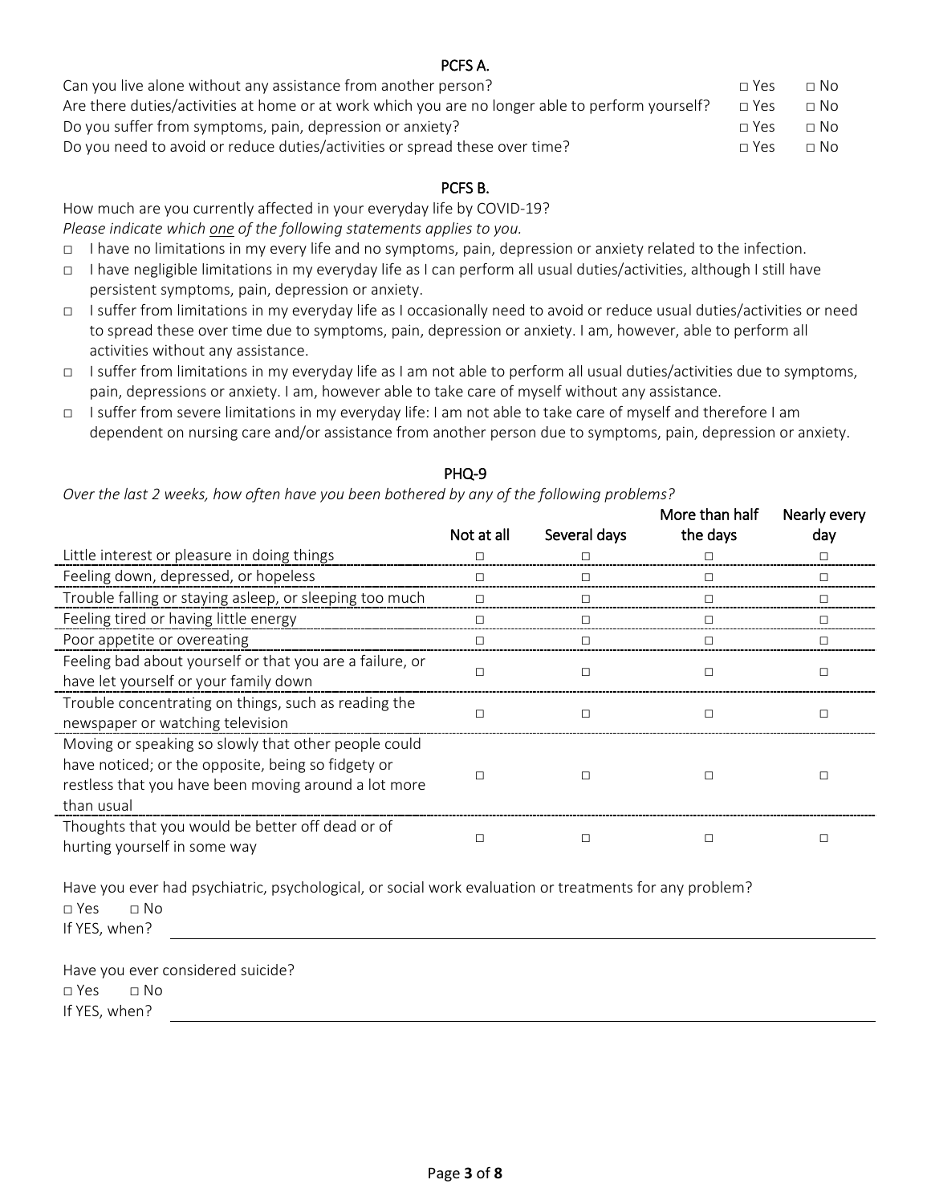## PCFS A.

| | | |
|---|---|---|
| Can you live alone without any assistance from another person? | □ Yes | □ No |
| Are there duties/activities at home or at work which you are no longer able to perform yourself? | □ Yes | □ No |
| Do you suffer from symptoms, pain, depression or anxiety? | □ Yes | □ No |
| Do you need to avoid or reduce duties/activities or spread these over time? | □ Yes | □ No |

## PCFS B.

How much are you currently affected in your everyday life by COVID-19?

*Please indicate which one of the following statements applies to you.*

- □ I have no limitations in my every life and no symptoms, pain, depression or anxiety related to the infection.
- □ I have negligible limitations in my everyday life as I can perform all usual duties/activities, although I still have persistent symptoms, pain, depression or anxiety.
- □ I suffer from limitations in my everyday life as I occasionally need to avoid or reduce usual duties/activities or need to spread these over time due to symptoms, pain, depression or anxiety. I am, however, able to perform all activities without any assistance.
- □ I suffer from limitations in my everyday life as I am not able to perform all usual duties/activities due to symptoms, pain, depressions or anxiety. I am, however able to take care of myself without any assistance.
- □ I suffer from severe limitations in my everyday life: I am not able to take care of myself and therefore I am dependent on nursing care and/or assistance from another person due to symptoms, pain, depression or anxiety.

## PHQ-9

*Over the last 2 weeks, how often have you been bothered by any of the following problems?*

| | Not at all | Several days | More than half the days | Nearly every day |
|---|---|---|---|---|
| Little interest or pleasure in doing things | □ | □ | □ | □ |
| Feeling down, depressed, or hopeless | □ | □ | □ | □ |
| Trouble falling or staying asleep, or sleeping too much | □ | □ | □ | □ |
| Feeling tired or having little energy | □ | □ | □ | □ |
| Poor appetite or overeating | □ | □ | □ | □ |
| Feeling bad about yourself or that you are a failure, or have let yourself or your family down | □ | □ | □ | □ |
| Trouble concentrating on things, such as reading the newspaper or watching television | □ | □ | □ | □ |
| Moving or speaking so slowly that other people could have noticed; or the opposite, being so fidgety or restless that you have been moving around a lot more than usual | □ | □ | □ | □ |
| Thoughts that you would be better off dead or of hurting yourself in some way | □ | □ | □ | □ |

Have you ever had psychiatric, psychological, or social work evaluation or treatments for any problem?

□ Yes □ No

If YES, when? \_\_\_\_\_\_\_\_\_\_\_\_\_\_\_\_\_\_\_\_\_\_\_\_

Have you ever considered suicide?

□ Yes □ No

If YES, when? \_\_\_\_\_\_\_\_\_\_\_\_\_\_\_\_\_\_\_\_\_\_\_\_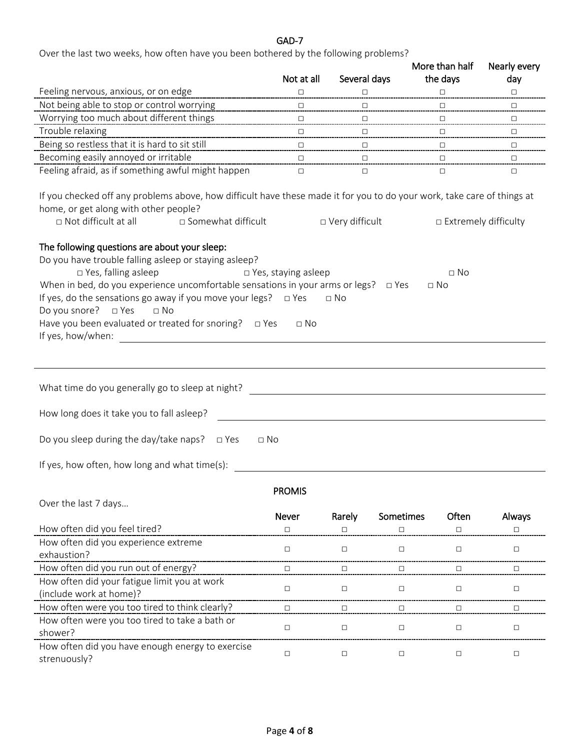## GAD-7

Over the last two weeks, how often have you been bothered by the following problems?

| | Not at all | Several days | More than half the days | Nearly every day |
|---|---|---|---|---|
| Feeling nervous, anxious, or on edge | □ | □ | □ | □ |
| Not being able to stop or control worrying | □ | □ | □ | □ |
| Worrying too much about different things | □ | □ | □ | □ |
| Trouble relaxing | □ | □ | □ | □ |
| Being so restless that it is hard to sit still | □ | □ | □ | □ |
| Becoming easily annoyed or irritable | □ | □ | □ | □ |
| Feeling afraid, as if something awful might happen | □ | □ | □ | □ |

If you checked off any problems above, how difficult have these made it for you to do your work, take care of things at home, or get along with other people?

□ Not difficult at all □ Somewhat difficult □ Very difficult □ Extremely difficulty

**The following questions are about your sleep:**

Do you have trouble falling asleep or staying asleep?

□ Yes, falling asleep □ Yes, staying asleep □ No

When in bed, do you experience uncomfortable sensations in your arms or legs? □ Yes □ No

If yes, do the sensations go away if you move your legs? □ Yes □ No

Do you snore? □ Yes □ No

Have you been evaluated or treated for snoring? □ Yes □ No

If yes, how/when: ______________________________

______________________________

What time do you generally go to sleep at night? ______________________________

How long does it take you to fall asleep? ______________________________

Do you sleep during the day/take naps? □ Yes □ No

If yes, how often, how long and what time(s): ______________________________

## PROMIS

Over the last 7 days…

| | Never | Rarely | Sometimes | Often | Always |
|---|---|---|---|---|---|
| How often did you feel tired? | □ | □ | □ | □ | □ |
| How often did you experience extreme exhaustion? | □ | □ | □ | □ | □ |
| How often did you run out of energy? | □ | □ | □ | □ | □ |
| How often did your fatigue limit you at work (include work at home)? | □ | □ | □ | □ | □ |
| How often were you too tired to think clearly? | □ | □ | □ | □ | □ |
| How often were you too tired to take a bath or shower? | □ | □ | □ | □ | □ |
| How often did you have enough energy to exercise strenuously? | □ | □ | □ | □ | □ |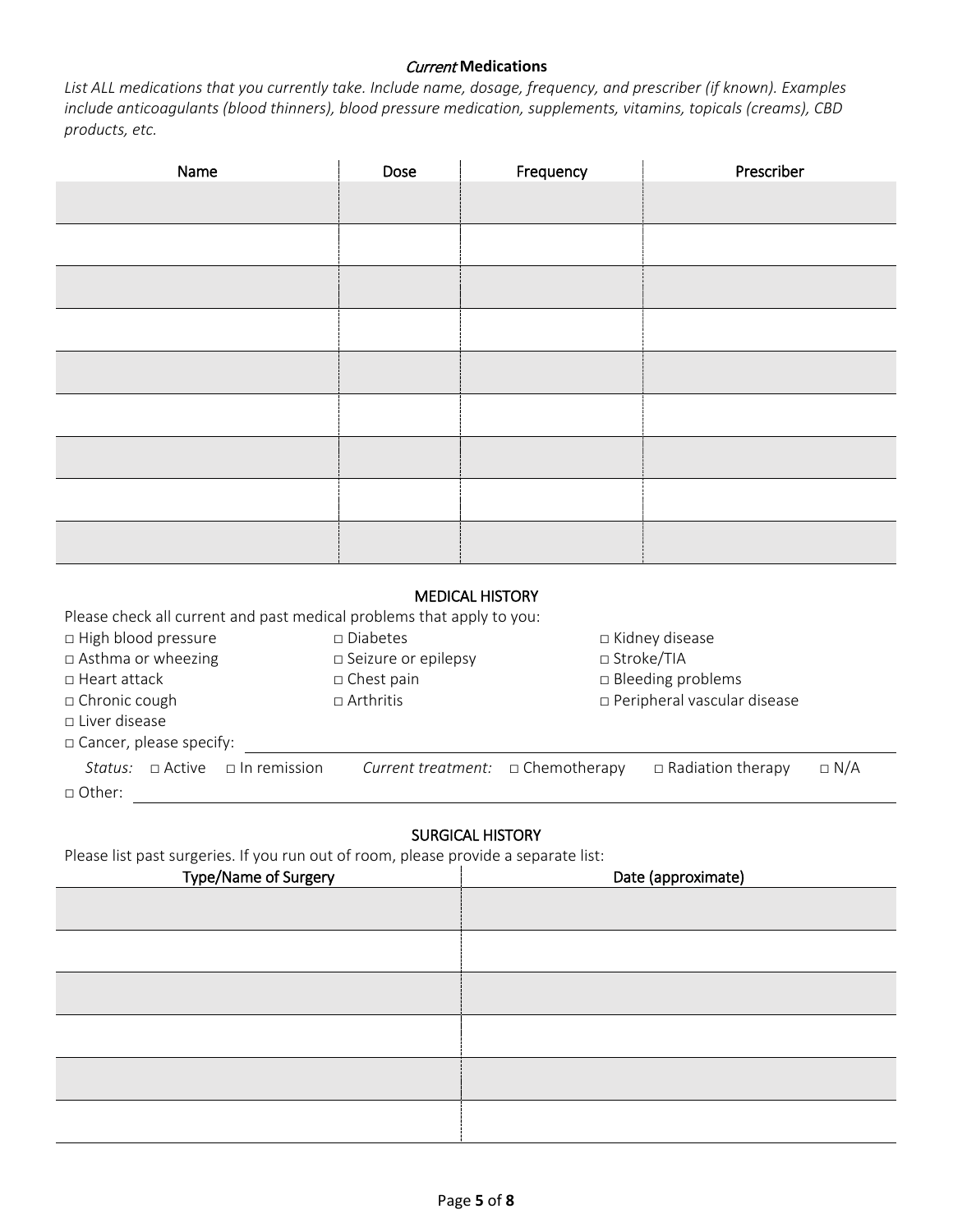## *Current* Medications

*List ALL medications that you currently take. Include name, dosage, frequency, and prescriber (if known). Examples include anticoagulants (blood thinners), blood pressure medication, supplements, vitamins, topicals (creams), CBD products, etc.*

| Name | Dose | Frequency | Prescriber |
|---|---|---|---|
| | | | |
| | | | |
| | | | |
| | | | |
| | | | |
| | | | |
| | | | |
| | | | |
| | | | |

## MEDICAL HISTORY

Please check all current and past medical problems that apply to you:

□ High blood pressure
□ Asthma or wheezing
□ Heart attack
□ Chronic cough
□ Liver disease
□ Diabetes
□ Seizure or epilepsy
□ Chest pain
□ Arthritis
□ Kidney disease
□ Stroke/TIA
□ Bleeding problems
□ Peripheral vascular disease
□ Cancer, please specify: ______________________

*Status:* □ Active □ In remission *Current treatment:* □ Chemotherapy □ Radiation therapy □ N/A

□ Other: ______________________

## SURGICAL HISTORY

Please list past surgeries. If you run out of room, please provide a separate list:

| Type/Name of Surgery | Date (approximate) |
|---|---|
| | |
| | |
| | |
| | |
| | |
| | |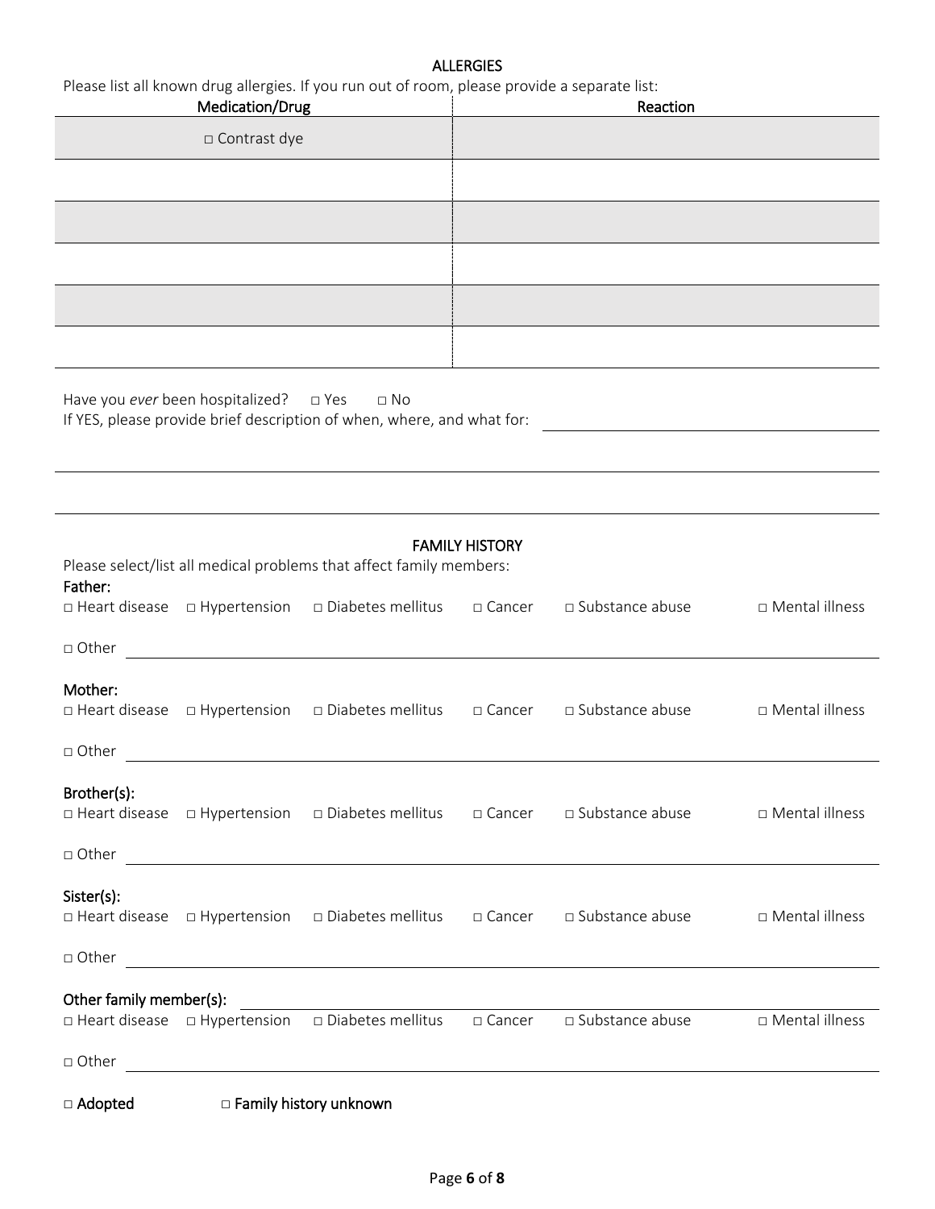## ALLERGIES

Please list all known drug allergies. If you run out of room, please provide a separate list:

| Medication/Drug | Reaction |
|---|---|
| □ Contrast dye | |
| | |
| | |
| | |
| | |
| | |

Have you *ever* been hospitalized? □ Yes □ No

If YES, please provide brief description of when, where, and what for: \_\_\_\_\_\_\_\_\_\_\_\_\_\_\_\_\_\_\_\_\_\_\_\_\_\_\_\_

## FAMILY HISTORY

Please select/list all medical problems that affect family members:

**Father:**

□ Heart disease □ Hypertension □ Diabetes mellitus □ Cancer □ Substance abuse □ Mental illness

□ Other \_\_\_\_\_\_\_\_\_\_\_\_\_\_\_\_\_\_\_\_\_\_\_\_\_\_\_\_

**Mother:**

□ Heart disease □ Hypertension □ Diabetes mellitus □ Cancer □ Substance abuse □ Mental illness

□ Other \_\_\_\_\_\_\_\_\_\_\_\_\_\_\_\_\_\_\_\_\_\_\_\_\_\_\_\_

**Brother(s):**

□ Heart disease □ Hypertension □ Diabetes mellitus □ Cancer □ Substance abuse □ Mental illness

□ Other \_\_\_\_\_\_\_\_\_\_\_\_\_\_\_\_\_\_\_\_\_\_\_\_\_\_\_\_

**Sister(s):**

□ Heart disease □ Hypertension □ Diabetes mellitus □ Cancer □ Substance abuse □ Mental illness

□ Other \_\_\_\_\_\_\_\_\_\_\_\_\_\_\_\_\_\_\_\_\_\_\_\_\_\_\_\_

**Other family member(s):** \_\_\_\_\_\_\_\_\_\_\_\_\_\_\_\_\_\_\_\_\_\_\_\_\_\_\_\_

□ Heart disease □ Hypertension □ Diabetes mellitus □ Cancer □ Substance abuse □ Mental illness

□ Other \_\_\_\_\_\_\_\_\_\_\_\_\_\_\_\_\_\_\_\_\_\_\_\_\_\_\_\_

**□ Adopted** **□ Family history unknown**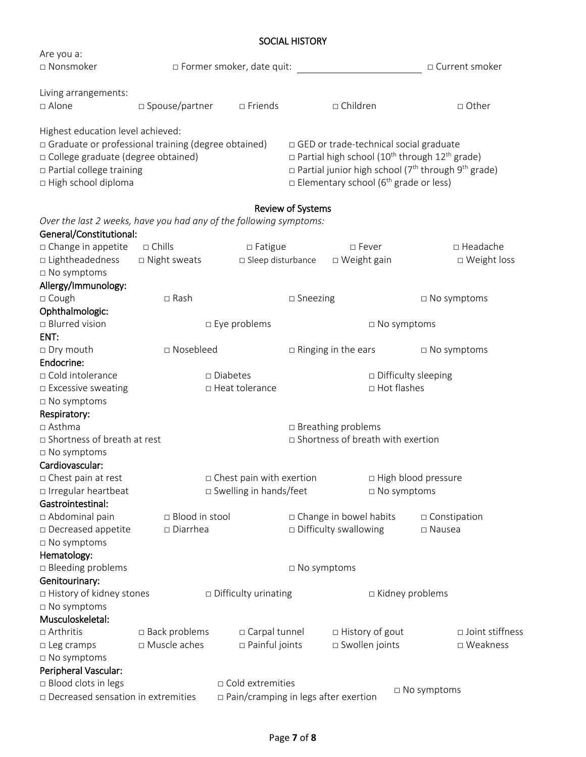## SOCIAL HISTORY

Are you a:

□ Nonsmoker □ Former smoker, date quit: ______________________ □ Current smoker

Living arrangements:

□ Alone □ Spouse/partner □ Friends □ Children □ Other

Highest education level achieved:

□ Graduate or professional training (degree obtained)
□ College graduate (degree obtained)
□ Partial college training
□ High school diploma
□ GED or trade-technical social graduate
□ Partial high school (10th through 12th grade)
□ Partial junior high school (7th through 9th grade)
□ Elementary school (6th grade or less)

## Review of Systems

*Over the last 2 weeks, have you had any of the following symptoms:*

**General/Constitutional:**

□ Change in appetite □ Chills □ Fatigue □ Fever □ Headache
□ Lightheadedness □ Night sweats □ Sleep disturbance □ Weight gain □ Weight loss
□ No symptoms

**Allergy/Immunology:**

□ Cough □ Rash □ Sneezing □ No symptoms

**Ophthalmologic:**

□ Blurred vision □ Eye problems □ No symptoms

**ENT:**

□ Dry mouth □ Nosebleed □ Ringing in the ears □ No symptoms

**Endocrine:**

□ Cold intolerance □ Diabetes □ Difficulty sleeping
□ Excessive sweating □ Heat tolerance □ Hot flashes
□ No symptoms

**Respiratory:**

□ Asthma □ Breathing problems
□ Shortness of breath at rest □ Shortness of breath with exertion
□ No symptoms

**Cardiovascular:**

□ Chest pain at rest □ Chest pain with exertion □ High blood pressure
□ Irregular heartbeat □ Swelling in hands/feet □ No symptoms

**Gastrointestinal:**

□ Abdominal pain □ Blood in stool □ Change in bowel habits □ Constipation
□ Decreased appetite □ Diarrhea □ Difficulty swallowing □ Nausea
□ No symptoms

**Hematology:**

□ Bleeding problems □ No symptoms

**Genitourinary:**

□ History of kidney stones □ Difficulty urinating □ Kidney problems
□ No symptoms

**Musculoskeletal:**

□ Arthritis □ Back problems □ Carpal tunnel □ History of gout □ Joint stiffness
□ Leg cramps □ Muscle aches □ Painful joints □ Swollen joints □ Weakness
□ No symptoms

**Peripheral Vascular:**

□ Blood clots in legs □ Cold extremities □ No symptoms
□ Decreased sensation in extremities □ Pain/cramping in legs after exertion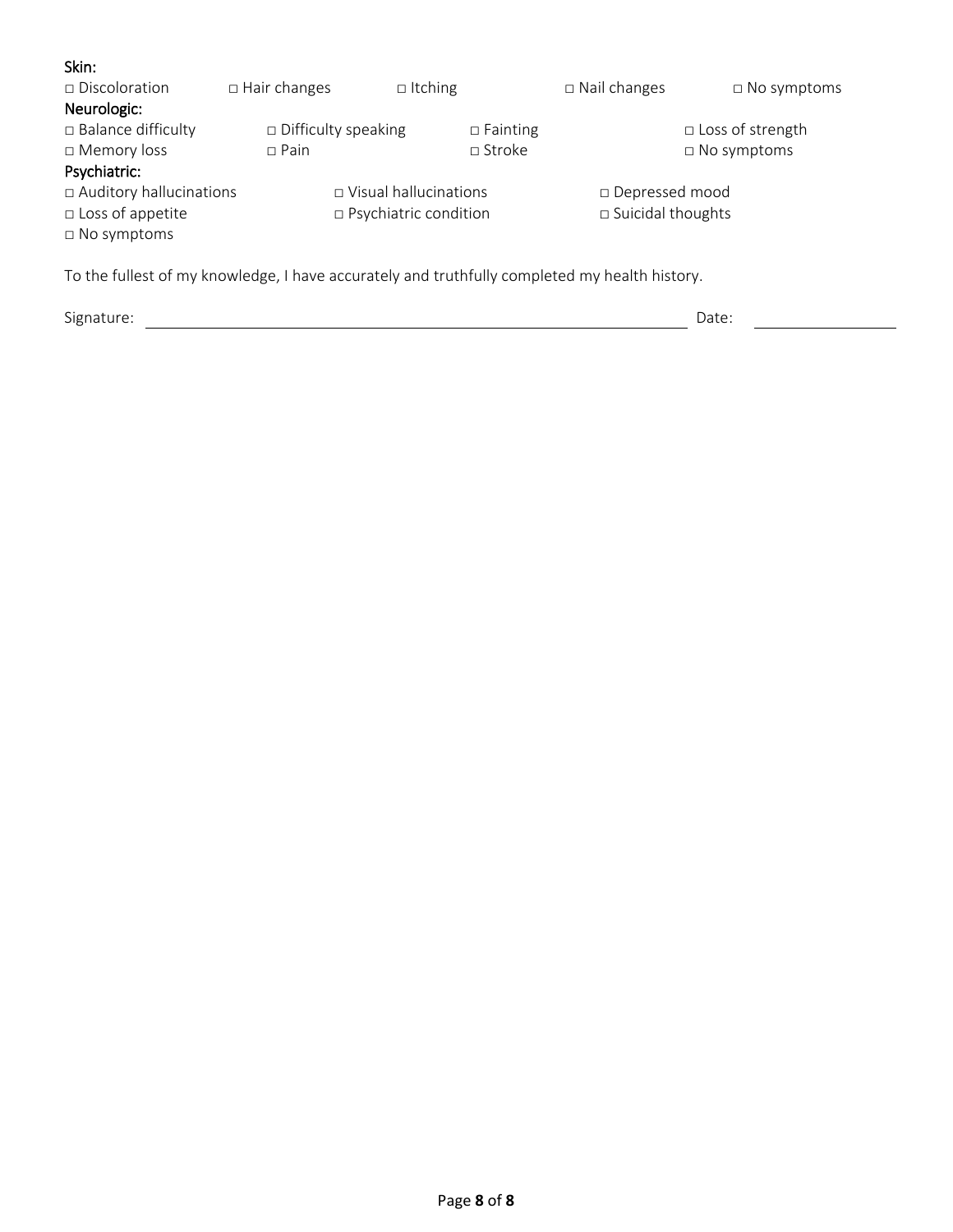**Skin:**

□ Discoloration □ Hair changes □ Itching □ Nail changes □ No symptoms

**Neurologic:**

□ Balance difficulty □ Difficulty speaking □ Fainting □ Loss of strength
□ Memory loss □ Pain □ Stroke □ No symptoms

**Psychiatric:**

□ Auditory hallucinations □ Visual hallucinations □ Depressed mood
□ Loss of appetite □ Psychiatric condition □ Suicidal thoughts
□ No symptoms

To the fullest of my knowledge, I have accurately and truthfully completed my health history.

Signature: ______________________________________________ Date: ______________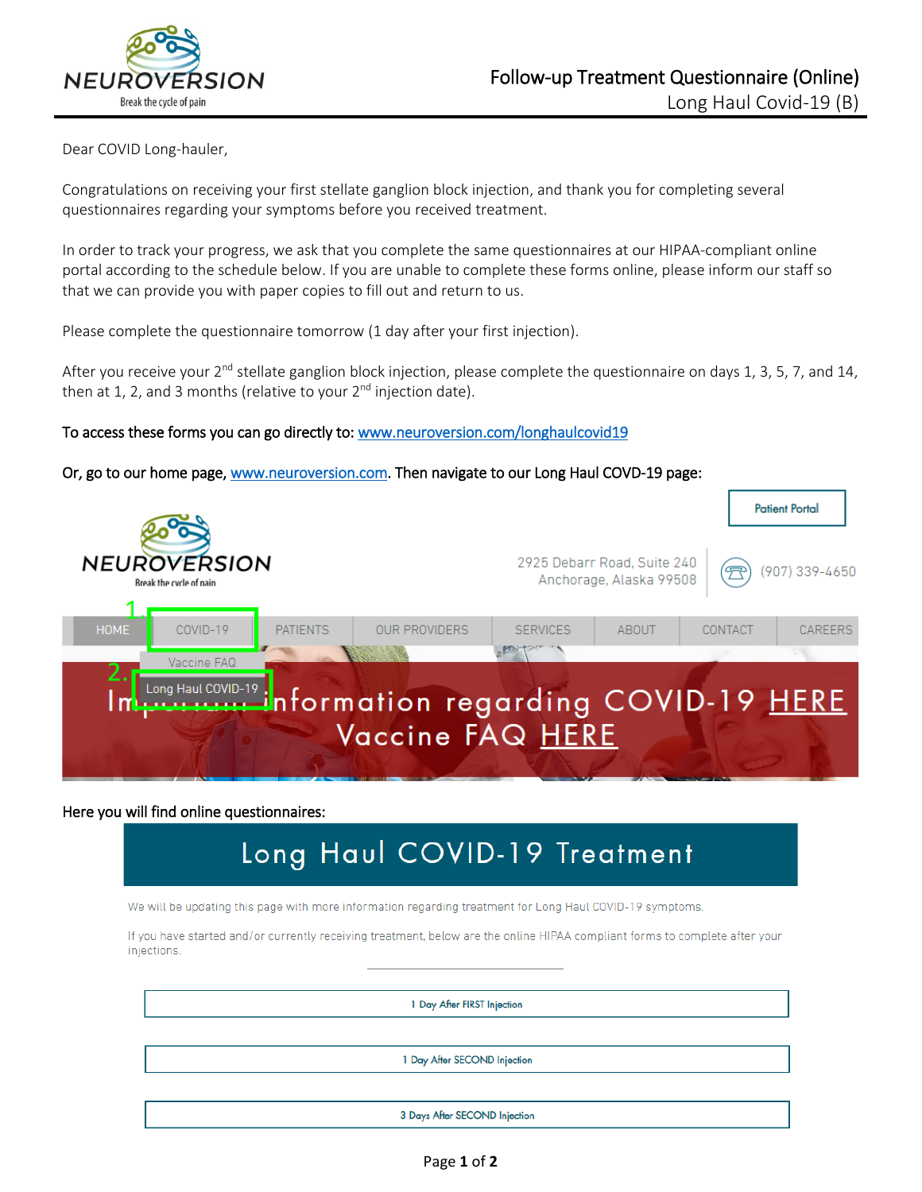**Follow-up Treatment Questionnaire (Online)**
Long Haul Covid-19 (B)

Dear COVID Long-hauler,

Congratulations on receiving your first stellate ganglion block injection, and thank you for completing several questionnaires regarding your symptoms before you received treatment.

In order to track your progress, we ask that you complete the same questionnaires at our HIPAA-compliant online portal according to the schedule below. If you are unable to complete these forms online, please inform our staff so that we can provide you with paper copies to fill out and return to us.

Please complete the questionnaire tomorrow (1 day after your first injection).

After you receive your 2nd stellate ganglion block injection, please complete the questionnaire on days 1, 3, 5, 7, and 14, then at 1, 2, and 3 months (relative to your 2nd injection date).

To access these forms you can go directly to: [www.neuroversion.com/longhaulcovid19](http://www.neuroversion.com/longhaulcovid19)

Or, go to our home page, [www.neuroversion.com](http://www.neuroversion.com). Then navigate to our Long Haul COVD-19 page:

Patient Portal

NEUROVERSION
Break the cycle of pain

2925 Debarr Road, Suite 240
Anchorage, Alaska 99508

(907) 339-4650

HOME | 1. COVID-19 | PATIENTS | OUR PROVIDERS | SERVICES | ABOUT | CONTACT | CAREERS

Vaccine FAQ
2. Long Haul COVID-19

Important information regarding COVID-19 HERE
Vaccine FAQ HERE

Here you will find online questionnaires:

## Long Haul COVID-19 Treatment

We will be updating this page with more information regarding treatment for Long Haul COVID-19 symptoms.

If you have started and/or currently receiving treatment, below are the online HIPAA compliant forms to complete after your injections.

1 Day After FIRST Injection

1 Day After SECOND Injection

3 Days After SECOND Injection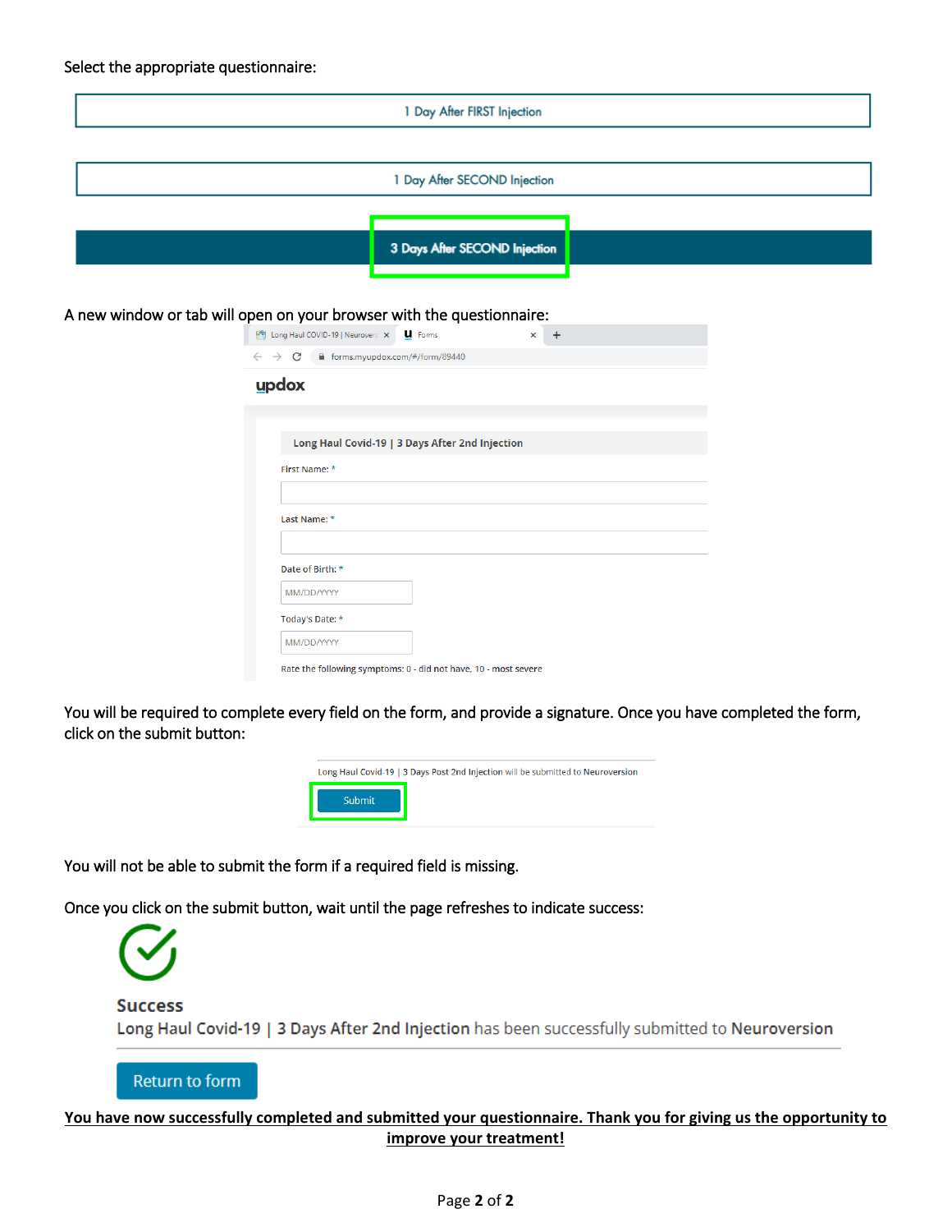Select the appropriate questionnaire:

1 Day After FIRST Injection

1 Day After SECOND Injection

3 Days After SECOND Injection

A new window or tab will open on your browser with the questionnaire:

Long Haul COVID-19 | Neurover... Forms

forms.myupdox.com/#/form/89440

updox

Long Haul Covid-19 | 3 Days After 2nd Injection

First Name: *

Last Name: *

Date of Birth: *

MM/DD/YYYY

Today's Date: *

MM/DD/YYYY

Rate the following symptoms: 0 - did not have, 10 - most severe

You will be required to complete every field on the form, and provide a signature. Once you have completed the form, click on the submit button:

Long Haul Covid-19 | 3 Days Post 2nd Injection will be submitted to Neuroversion

Submit

You will not be able to submit the form if a required field is missing.

Once you click on the submit button, wait until the page refreshes to indicate success:

Success

Long Haul Covid-19 | 3 Days After 2nd Injection has been successfully submitted to Neuroversion

Return to form

**You have now successfully completed and submitted your questionnaire. Thank you for giving us the opportunity to improve your treatment!**